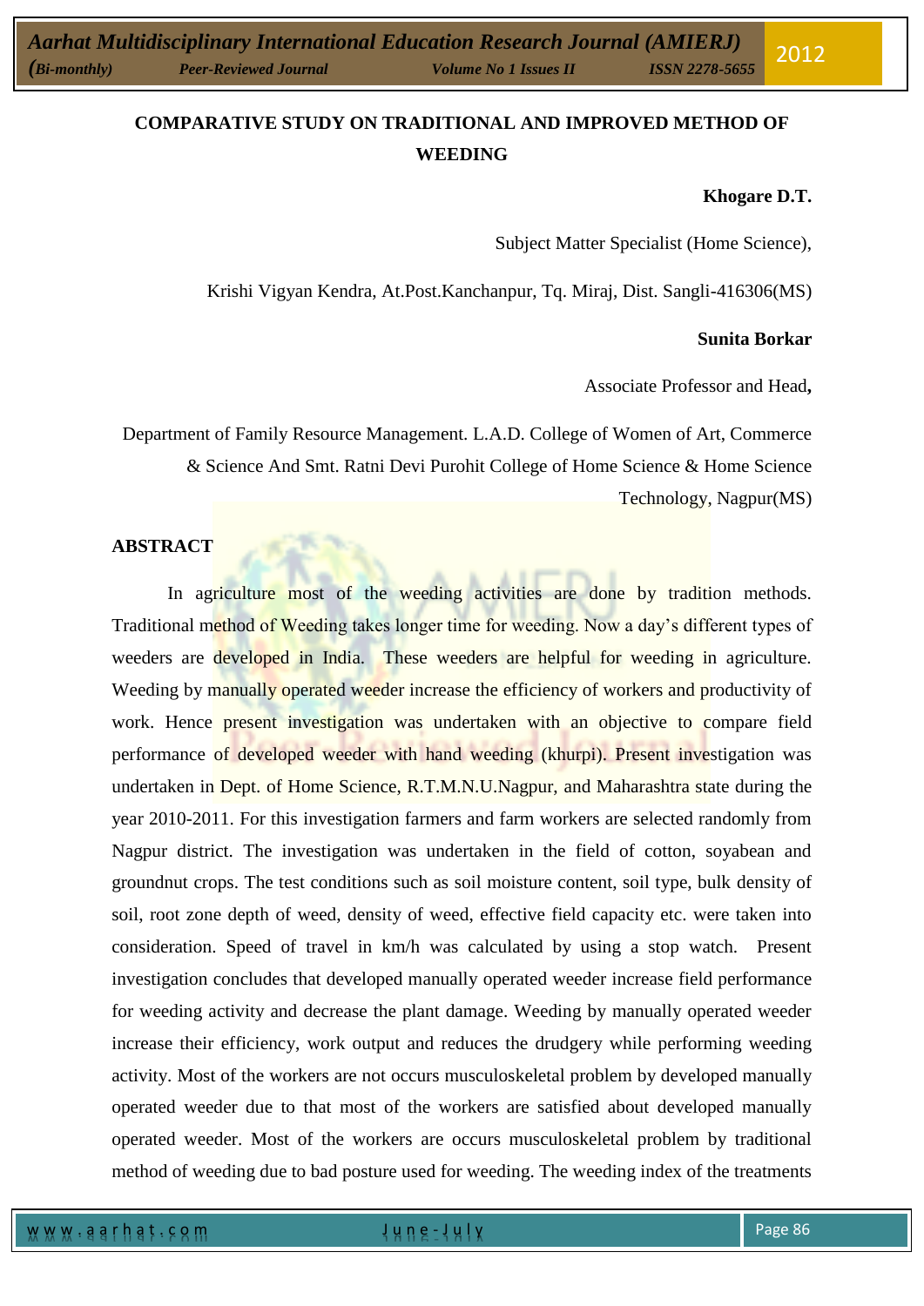# COMPARATIVE STUDY ON TRADITIONAL AND IMPROVED METHOD OF WEEDING

**Khogare D.T.**

Subject Matter Specialist (Home Science),

Krishi Vigyan Kendra, At.Post.Kanchanpur, Tq. Miraj, Dist. Sangli-416306(MS)

**Sunita Borkar**

Associate Professor and Head**,**

Department of Family Resource Management. L.A.D. College of Women of Art, Commerce & Science And Smt. Ratni Devi Purohit College of Home Science & Home Science Technology, Nagpur(MS)

## ABSTRACT

In agriculture most of the weeding activities are done by tradition methods. Traditional method of Weeding takes longer time for weeding. Now a day's different types of weeders are developed in India. These weeders are helpful for weeding in agriculture. Weeding by manually operated weeder increase the efficiency of workers and productivity of work. Hence present investigation was undertaken with an objective to compare field performance of developed weeder with hand weeding (khurpi). Present investigation was undertaken in Dept. of Home Science, R.T.M.N.U.Nagpur, and Maharashtra state during the year 2010-2011. For this investigation farmers and farm workers are selected randomly from Nagpur district. The investigation was undertaken in the field of cotton, soyabean and groundnut crops. The test conditions such as soil moisture content, soil type, bulk density of soil, root zone depth of weed, density of weed, effective field capacity etc. were taken into consideration. Speed of travel in km/h was calculated by using a stop watch. Present investigation concludes that developed manually operated weeder increase field performance for weeding activity and decrease the plant damage. Weeding by manually operated weeder increase their efficiency, work output and reduces the drudgery while performing weeding activity. Most of the workers are not occurs musculoskeletal problem by developed manually operated weeder due to that most of the workers are satisfied about developed manually operated weeder. Most of the workers are occurs musculoskeletal problem by traditional method of weeding due to bad posture used for weeding. The weeding index of the treatments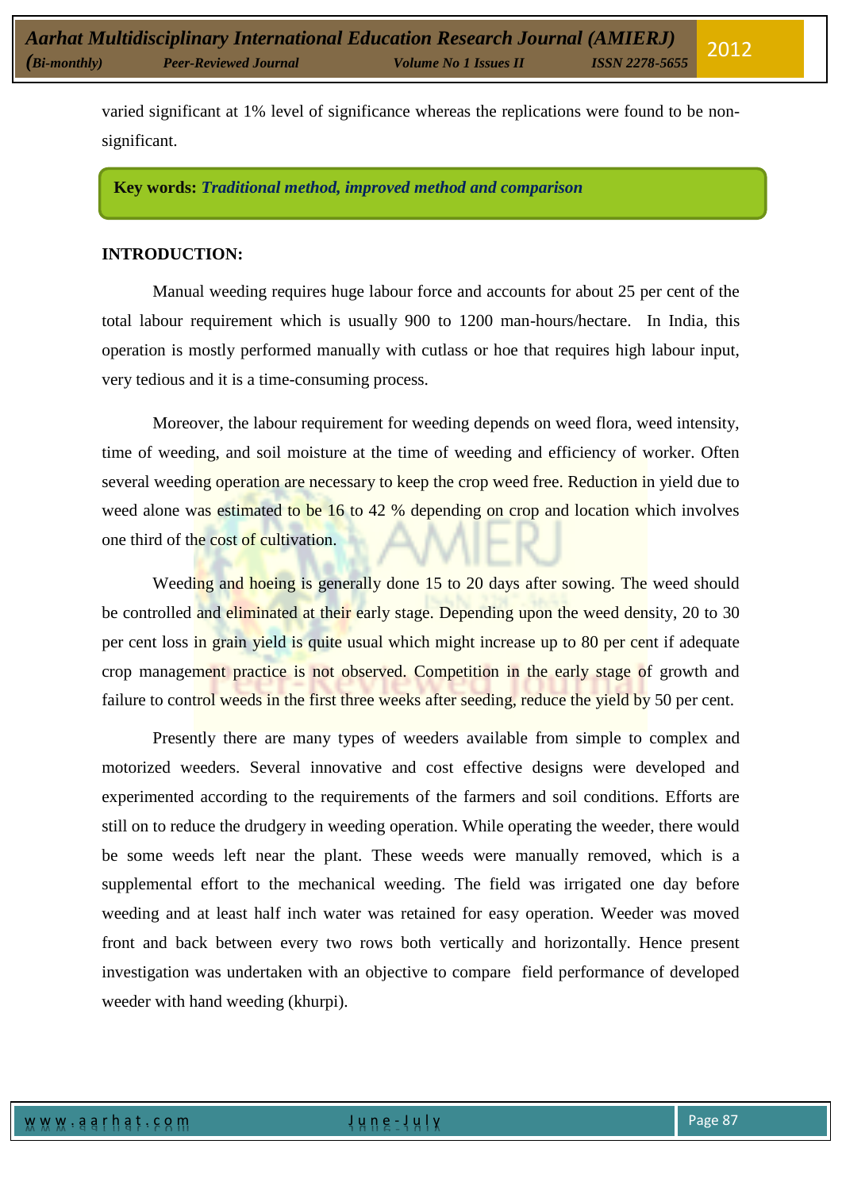varied significant at 1% level of significance whereas the replications were found to be non-significant.

**Key words:** ***Traditional method, improved method and comparison***

**INTRODUCTION:**

Manual weeding requires huge labour force and accounts for about 25 per cent of the total labour requirement which is usually 900 to 1200 man-hours/hectare. In India, this operation is mostly performed manually with cutlass or hoe that requires high labour input, very tedious and it is a time-consuming process.

Moreover, the labour requirement for weeding depends on weed flora, weed intensity, time of weeding, and soil moisture at the time of weeding and efficiency of worker. Often several weeding operation are necessary to keep the crop weed free. Reduction in yield due to weed alone was estimated to be 16 to 42 % depending on crop and location which involves one third of the cost of cultivation.

Weeding and hoeing is generally done 15 to 20 days after sowing. The weed should be controlled and eliminated at their early stage. Depending upon the weed density, 20 to 30 per cent loss in grain yield is quite usual which might increase up to 80 per cent if adequate crop management practice is not observed. Competition in the early stage of growth and failure to control weeds in the first three weeks after seeding, reduce the yield by 50 per cent.

Presently there are many types of weeders available from simple to complex and motorized weeders. Several innovative and cost effective designs were developed and experimented according to the requirements of the farmers and soil conditions. Efforts are still on to reduce the drudgery in weeding operation. While operating the weeder, there would be some weeds left near the plant. These weeds were manually removed, which is a supplemental effort to the mechanical weeding. The field was irrigated one day before weeding and at least half inch water was retained for easy operation. Weeder was moved front and back between every two rows both vertically and horizontally. Hence present investigation was undertaken with an objective to compare field performance of developed weeder with hand weeding (khurpi).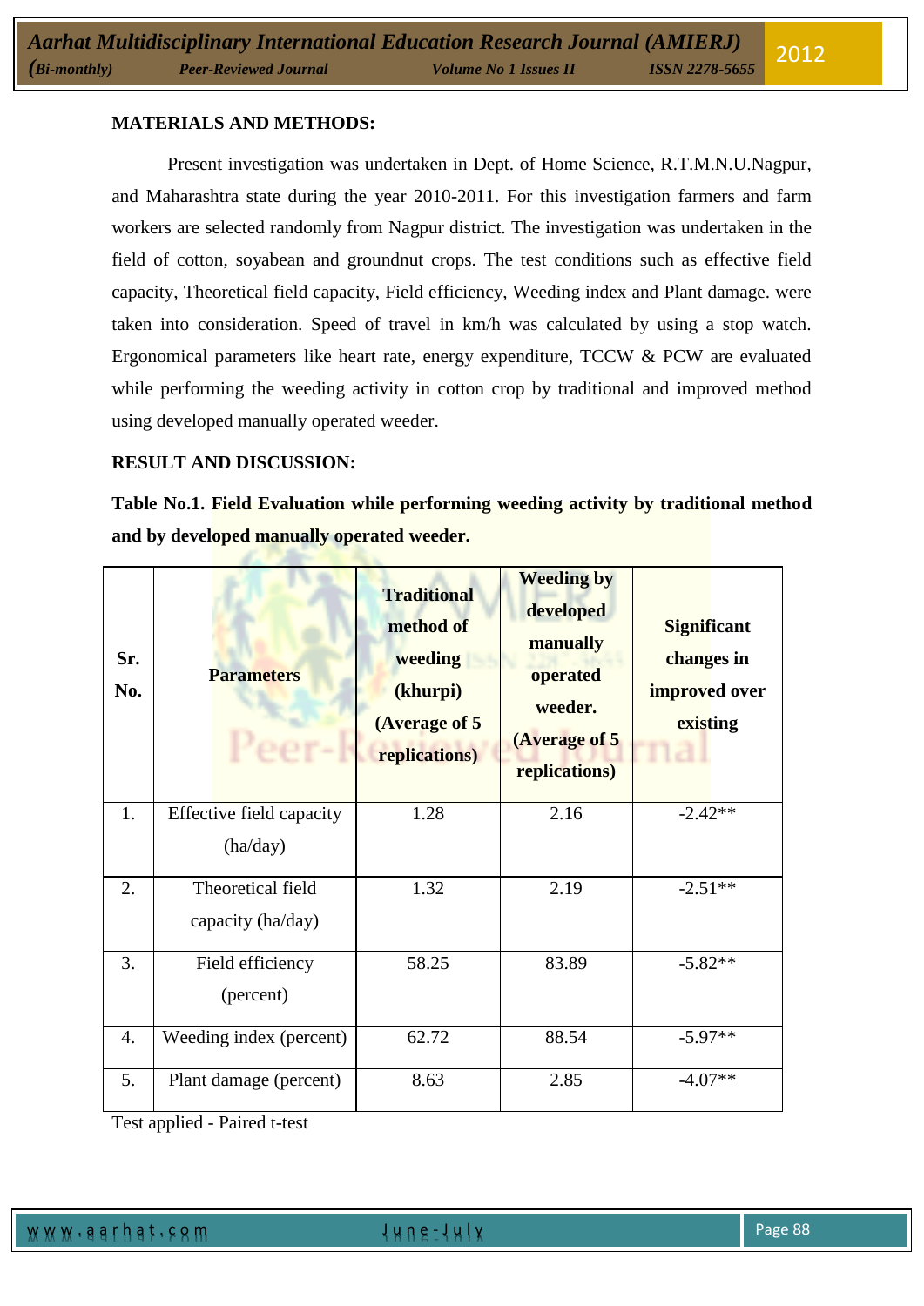## MATERIALS AND METHODS:

Present investigation was undertaken in Dept. of Home Science, R.T.M.N.U.Nagpur, and Maharashtra state during the year 2010-2011. For this investigation farmers and farm workers are selected randomly from Nagpur district. The investigation was undertaken in the field of cotton, soyabean and groundnut crops. The test conditions such as effective field capacity, Theoretical field capacity, Field efficiency, Weeding index and Plant damage. were taken into consideration. Speed of travel in km/h was calculated by using a stop watch. Ergonomical parameters like heart rate, energy expenditure, TCCW & PCW are evaluated while performing the weeding activity in cotton crop by traditional and improved method using developed manually operated weeder.

## RESULT AND DISCUSSION:

**Table No.1. Field Evaluation while performing weeding activity by traditional method and by developed manually operated weeder.**

| Sr. No. | Parameters | Traditional method of weeding (khurpi) (Average of 5 replications) | Weeding by developed manually operated weeder. (Average of 5 replications) | Significant changes in improved over existing |
|---|---|---|---|---|
| 1. | Effective field capacity (ha/day) | 1.28 | 2.16 | -2.42** |
| 2. | Theoretical field capacity (ha/day) | 1.32 | 2.19 | -2.51** |
| 3. | Field efficiency (percent) | 58.25 | 83.89 | -5.82** |
| 4. | Weeding index (percent) | 62.72 | 88.54 | -5.97** |
| 5. | Plant damage (percent) | 8.63 | 2.85 | -4.07** |

Test applied - Paired t-test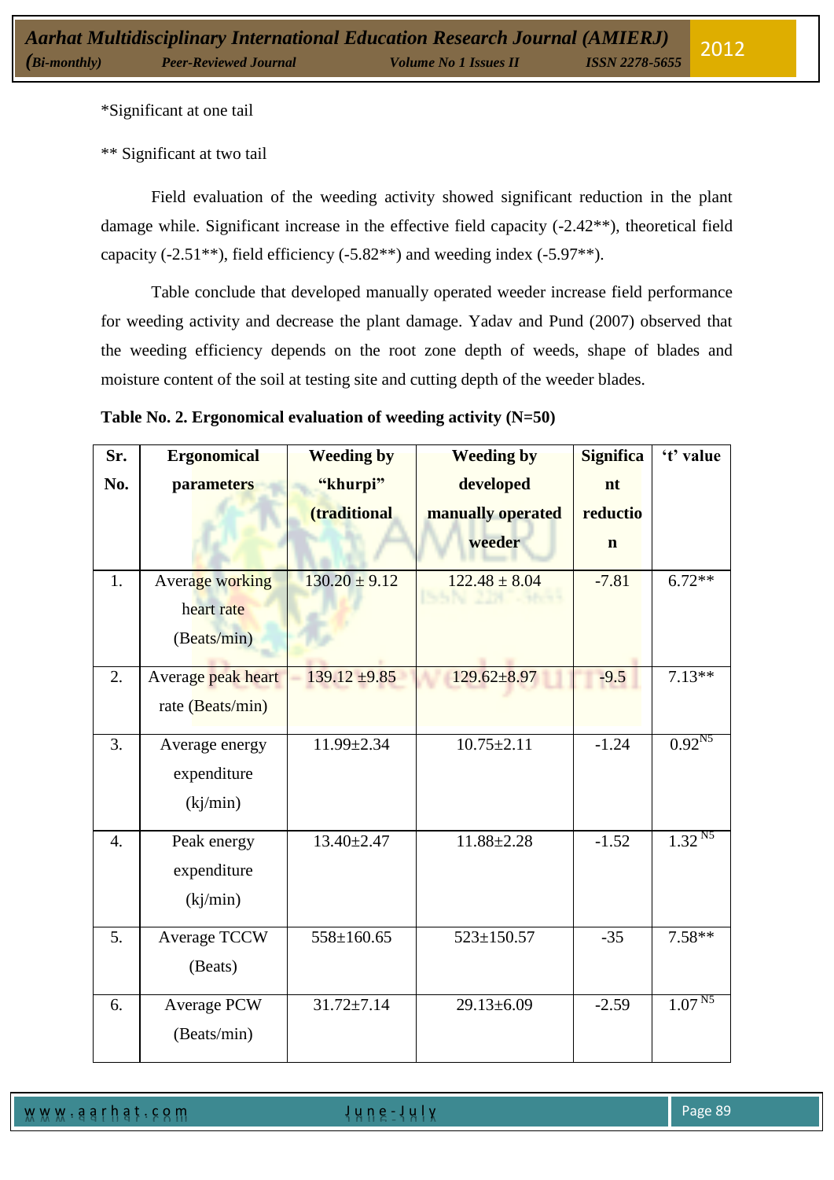*Significant at one tail

** Significant at two tail

Field evaluation of the weeding activity showed significant reduction in the plant damage while. Significant increase in the effective field capacity (-2.42**), theoretical field capacity (-2.51**), field efficiency (-5.82**) and weeding index (-5.97**).

Table conclude that developed manually operated weeder increase field performance for weeding activity and decrease the plant damage. Yadav and Pund (2007) observed that the weeding efficiency depends on the root zone depth of weeds, shape of blades and moisture content of the soil at testing site and cutting depth of the weeder blades.

**Table No. 2. Ergonomical evaluation of weeding activity (N=50)**

| Sr. No. | Ergonomical parameters | Weeding by "khurpi" (traditional | Weeding by developed manually operated weeder | Significant reduction | 't' value |
|---|---|---|---|---|---|
| 1. | Average working heart rate (Beats/min) | 130.20 ± 9.12 | 122.48 ± 8.04 | -7.81 | 6.72** |
| 2. | Average peak heart rate (Beats/min) | 139.12 ±9.85 | 129.62±8.97 | -9.5 | 7.13** |
| 3. | Average energy expenditure (kj/min) | 11.99±2.34 | 10.75±2.11 | -1.24 | 0.92 [NS] |
| 4. | Peak energy expenditure (kj/min) | 13.40±2.47 | 11.88±2.28 | -1.52 | 1.32 [NS] |
| 5. | Average TCCW (Beats) | 558±160.65 | 523±150.57 | -35 | 7.58** |
| 6. | Average PCW (Beats/min) | 31.72±7.14 | 29.13±6.09 | -2.59 | 1.07 [NS] |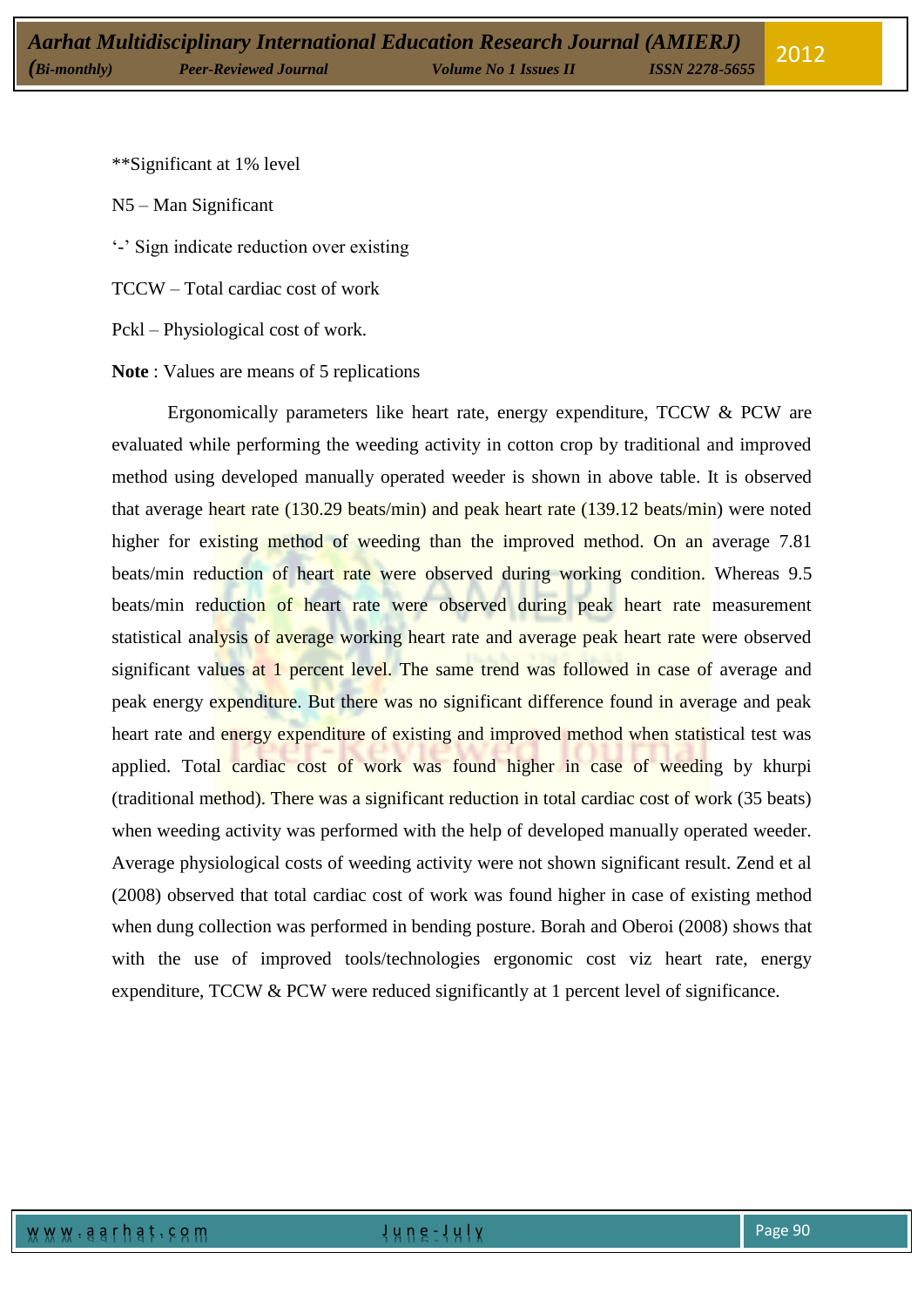**Significant at 1% level

N5 – Man Significant

'-' Sign indicate reduction over existing

TCCW – Total cardiac cost of work

Pckl – Physiological cost of work.

**Note** : Values are means of 5 replications

Ergonomically parameters like heart rate, energy expenditure, TCCW & PCW are evaluated while performing the weeding activity in cotton crop by traditional and improved method using developed manually operated weeder is shown in above table. It is observed that average heart rate (130.29 beats/min) and peak heart rate (139.12 beats/min) were noted higher for existing method of weeding than the improved method. On an average 7.81 beats/min reduction of heart rate were observed during working condition. Whereas 9.5 beats/min reduction of heart rate were observed during peak heart rate measurement statistical analysis of average working heart rate and average peak heart rate were observed significant values at 1 percent level. The same trend was followed in case of average and peak energy expenditure. But there was no significant difference found in average and peak heart rate and energy expenditure of existing and improved method when statistical test was applied. Total cardiac cost of work was found higher in case of weeding by khurpi (traditional method). There was a significant reduction in total cardiac cost of work (35 beats) when weeding activity was performed with the help of developed manually operated weeder. Average physiological costs of weeding activity were not shown significant result. Zend et al (2008) observed that total cardiac cost of work was found higher in case of existing method when dung collection was performed in bending posture. Borah and Oberoi (2008) shows that with the use of improved tools/technologies ergonomic cost viz heart rate, energy expenditure, TCCW & PCW were reduced significantly at 1 percent level of significance.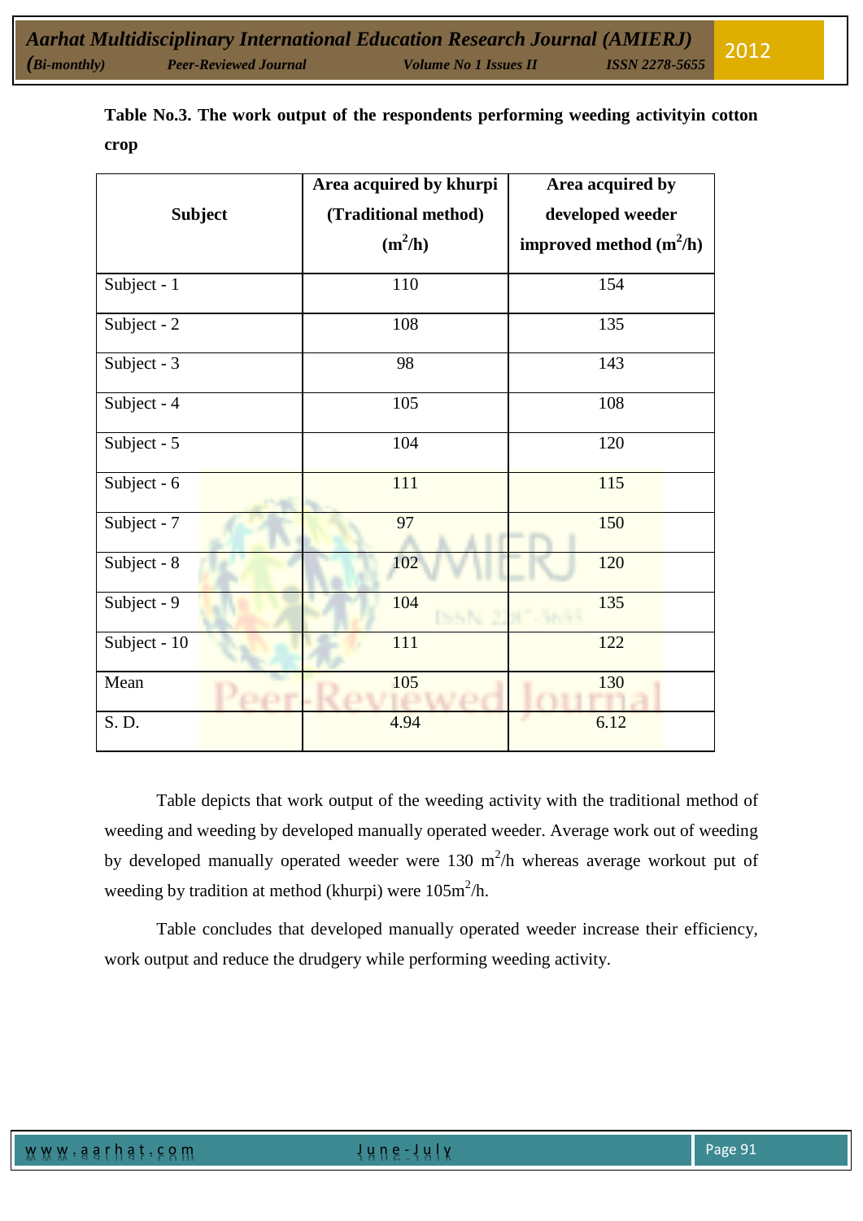**Table No.3. The work output of the respondents performing weeding activityin cotton crop**

| Subject | Area acquired by khurpi (Traditional method) ($m^2$/h) | Area acquired by developed weeder improved method ($m^2$/h) |
|---|---|---|
| Subject - 1 | 110 | 154 |
| Subject - 2 | 108 | 135 |
| Subject - 3 | 98 | 143 |
| Subject - 4 | 105 | 108 |
| Subject - 5 | 104 | 120 |
| Subject - 6 | 111 | 115 |
| Subject - 7 | 97 | 150 |
| Subject - 8 | 102 | 120 |
| Subject - 9 | 104 | 135 |
| Subject - 10 | 111 | 122 |
| Mean | 105 | 130 |
| S. D. | 4.94 | 6.12 |

Table depicts that work output of the weeding activity with the traditional method of weeding and weeding by developed manually operated weeder. Average work out of weeding by developed manually operated weeder were 130 $m^2$/h whereas average workout put of weeding by tradition at method (khurpi) were 105$m^2$/h.

Table concludes that developed manually operated weeder increase their efficiency, work output and reduce the drudgery while performing weeding activity.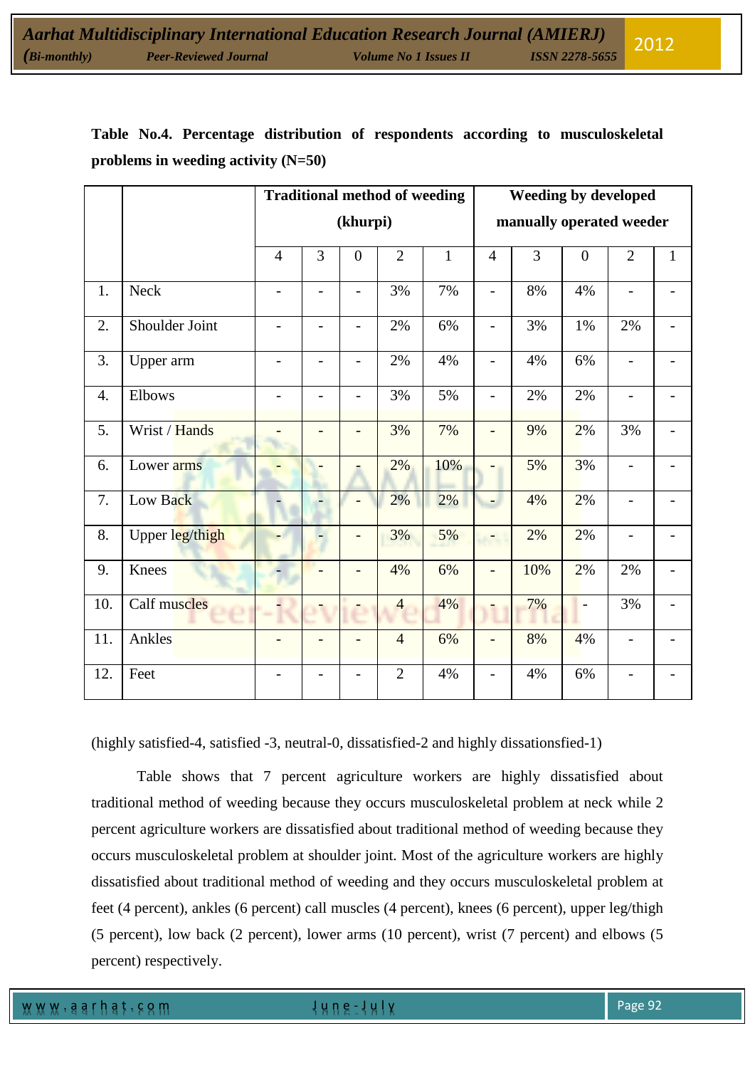**Table No.4. Percentage distribution of respondents according to musculoskeletal problems in weeding activity (N=50)**

| | | Traditional method of weeding (khurpi) | | | | | Weeding by developed manually operated weeder | | | | |
|---|---|---|---|---|---|---|---|---|---|---|---|
| | | 4 | 3 | 0 | 2 | 1 | 4 | 3 | 0 | 2 | 1 |
| 1. | Neck | - | - | - | 3% | 7% | - | 8% | 4% | - | - |
| 2. | Shoulder Joint | - | - | - | 2% | 6% | - | 3% | 1% | 2% | - |
| 3. | Upper arm | - | - | - | 2% | 4% | - | 4% | 6% | - | - |
| 4. | Elbows | - | - | - | 3% | 5% | - | 2% | 2% | - | - |
| 5. | Wrist / Hands | - | - | - | 3% | 7% | - | 9% | 2% | 3% | - |
| 6. | Lower arms | - | - | - | 2% | 10% | - | 5% | 3% | - | - |
| 7. | Low Back | - | - | - | 2% | 2% | - | 4% | 2% | - | - |
| 8. | Upper leg/thigh | - | - | - | 3% | 5% | - | 2% | 2% | - | - |
| 9. | Knees | - | - | - | 4% | 6% | - | 10% | 2% | 2% | - |
| 10. | Calf muscles | - | - | - | 4 | 4% | - | 7% | - | 3% | - |
| 11. | Ankles | - | - | - | 4 | 6% | - | 8% | 4% | - | - |
| 12. | Feet | - | - | - | 2 | 4% | - | 4% | 6% | - | - |

(highly satisfied-4, satisfied -3, neutral-0, dissatisfied-2 and highly dissationsfied-1)

Table shows that 7 percent agriculture workers are highly dissatisfied about traditional method of weeding because they occurs musculoskeletal problem at neck while 2 percent agriculture workers are dissatisfied about traditional method of weeding because they occurs musculoskeletal problem at shoulder joint. Most of the agriculture workers are highly dissatisfied about traditional method of weeding and they occurs musculoskeletal problem at feet (4 percent), ankles (6 percent) call muscles (4 percent), knees (6 percent), upper leg/thigh (5 percent), low back (2 percent), lower arms (10 percent), wrist (7 percent) and elbows (5 percent) respectively.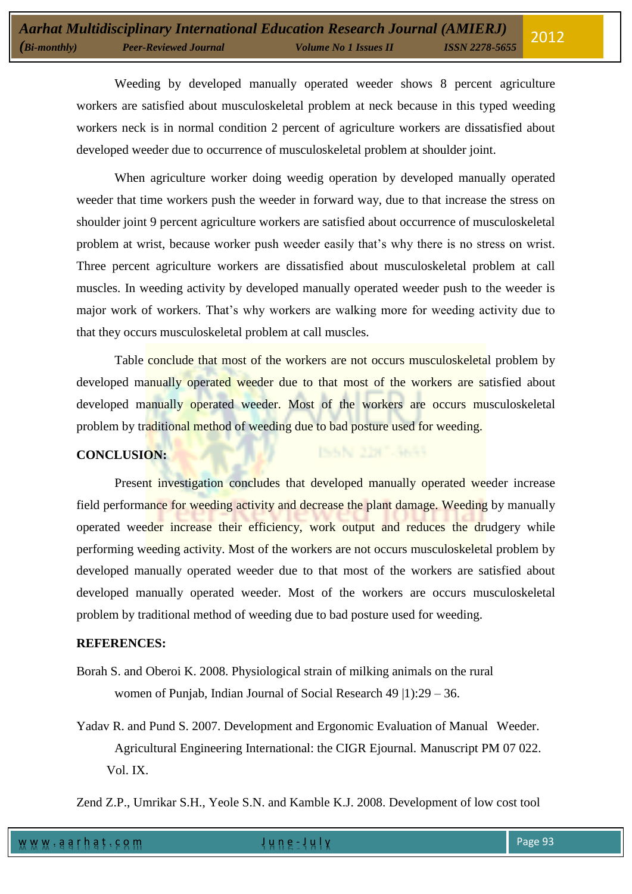Weeding by developed manually operated weeder shows 8 percent agriculture workers are satisfied about musculoskeletal problem at neck because in this typed weeding workers neck is in normal condition 2 percent of agriculture workers are dissatisfied about developed weeder due to occurrence of musculoskeletal problem at shoulder joint.

When agriculture worker doing weedig operation by developed manually operated weeder that time workers push the weeder in forward way, due to that increase the stress on shoulder joint 9 percent agriculture workers are satisfied about occurrence of musculoskeletal problem at wrist, because worker push weeder easily that's why there is no stress on wrist. Three percent agriculture workers are dissatisfied about musculoskeletal problem at call muscles. In weeding activity by developed manually operated weeder push to the weeder is major work of workers. That's why workers are walking more for weeding activity due to that they occurs musculoskeletal problem at call muscles.

Table conclude that most of the workers are not occurs musculoskeletal problem by developed manually operated weeder due to that most of the workers are satisfied about developed manually operated weeder. Most of the workers are occurs musculoskeletal problem by traditional method of weeding due to bad posture used for weeding.

**CONCLUSION:**

Present investigation concludes that developed manually operated weeder increase field performance for weeding activity and decrease the plant damage. Weeding by manually operated weeder increase their efficiency, work output and reduces the drudgery while performing weeding activity. Most of the workers are not occurs musculoskeletal problem by developed manually operated weeder due to that most of the workers are satisfied about developed manually operated weeder. Most of the workers are occurs musculoskeletal problem by traditional method of weeding due to bad posture used for weeding.

**REFERENCES:**

Borah S. and Oberoi K. 2008. Physiological strain of milking animals on the rural women of Punjab, Indian Journal of Social Research 49 |1):29 – 36.

Yadav R. and Pund S. 2007. Development and Ergonomic Evaluation of Manual Weeder. Agricultural Engineering International: the CIGR Ejournal. Manuscript PM 07 022. Vol. IX.

Zend Z.P., Umrikar S.H., Yeole S.N. and Kamble K.J. 2008. Development of low cost tool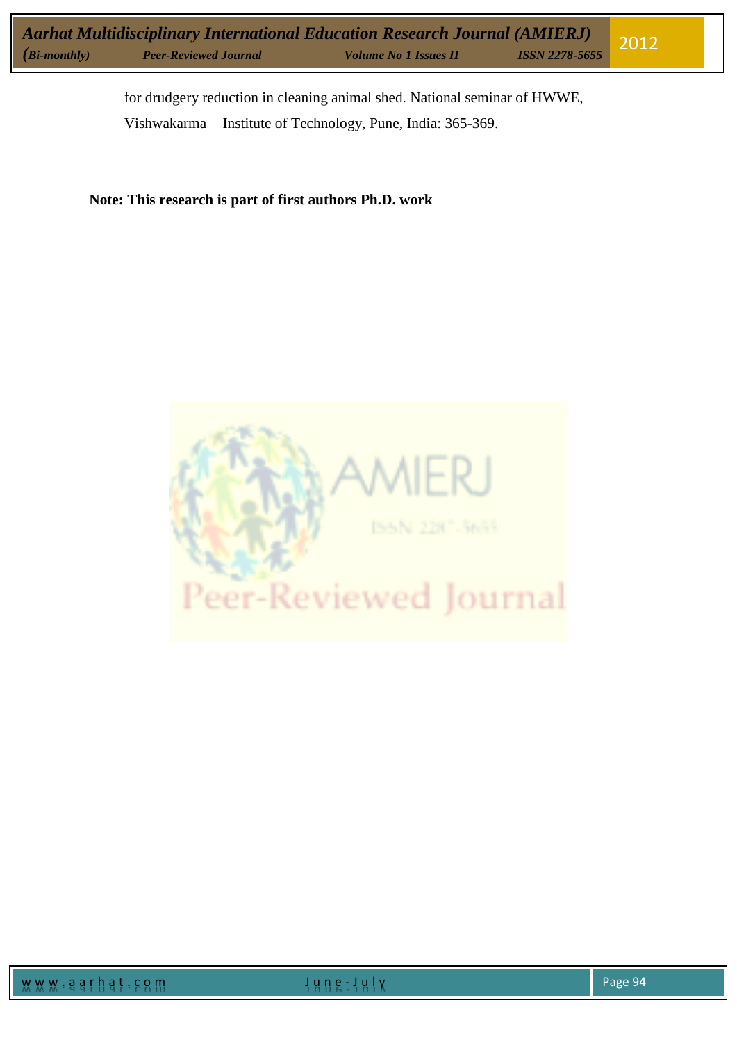for drudgery reduction in cleaning animal shed. National seminar of HWWE, Vishwakarma Institute of Technology, Pune, India: 365-369.

**Note: This research is part of first authors Ph.D. work**